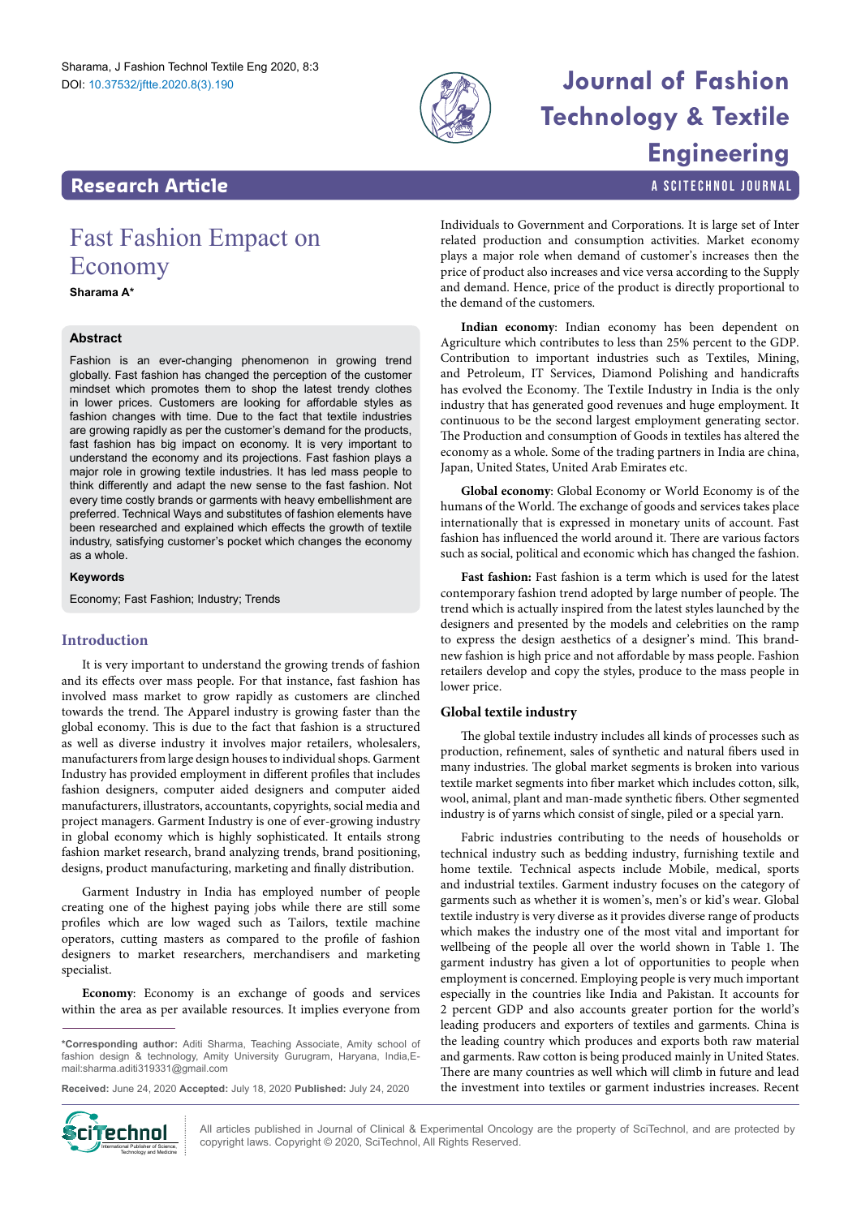## Research Article

# Fast Fashion Empact on Economy

**Sharama A***

### Abstract

Fashion is an ever-changing phenomenon in growing trend globally. Fast fashion has changed the perception of the customer mindset which promotes them to shop the latest trendy clothes in lower prices. Customers are looking for affordable styles as fashion changes with time. Due to the fact that textile industries are growing rapidly as per the customer's demand for the products, fast fashion has big impact on economy. It is very important to understand the economy and its projections. Fast fashion plays a major role in growing textile industries. It has led mass people to think differently and adapt the new sense to the fast fashion. Not every time costly brands or garments with heavy embellishment are preferred. Technical Ways and substitutes of fashion elements have been researched and explained which effects the growth of textile industry, satisfying customer's pocket which changes the economy as a whole.

### Keywords

Economy; Fast Fashion; Industry; Trends

## Introduction

It is very important to understand the growing trends of fashion and its effects over mass people. For that instance, fast fashion has involved mass market to grow rapidly as customers are clinched towards the trend. The Apparel industry is growing faster than the global economy. This is due to the fact that fashion is a structured as well as diverse industry it involves major retailers, wholesalers, manufacturers from large design houses to individual shops. Garment Industry has provided employment in different profiles that includes fashion designers, computer aided designers and computer aided manufacturers, illustrators, accountants, copyrights, social media and project managers. Garment Industry is one of ever-growing industry in global economy which is highly sophisticated. It entails strong fashion market research, brand analyzing trends, brand positioning, designs, product manufacturing, marketing and finally distribution.

Garment Industry in India has employed number of people creating one of the highest paying jobs while there are still some profiles which are low waged such as Tailors, textile machine operators, cutting masters as compared to the profile of fashion designers to market researchers, merchandisers and marketing specialist.

**Economy**: Economy is an exchange of goods and services within the area as per available resources. It implies everyone from Individuals to Government and Corporations. It is large set of Inter related production and consumption activities. Market economy plays a major role when demand of customer's increases then the price of product also increases and vice versa according to the Supply and demand. Hence, price of the product is directly proportional to the demand of the customers.

**Indian economy**: Indian economy has been dependent on Agriculture which contributes to less than 25% percent to the GDP. Contribution to important industries such as Textiles, Mining, and Petroleum, IT Services, Diamond Polishing and handicrafts has evolved the Economy. The Textile Industry in India is the only industry that has generated good revenues and huge employment. It continuous to be the second largest employment generating sector. The Production and consumption of Goods in textiles has altered the economy as a whole. Some of the trading partners in India are china, Japan, United States, United Arab Emirates etc.

**Global economy**: Global Economy or World Economy is of the humans of the World. The exchange of goods and services takes place internationally that is expressed in monetary units of account. Fast fashion has influenced the world around it. There are various factors such as social, political and economic which has changed the fashion.

**Fast fashion:** Fast fashion is a term which is used for the latest contemporary fashion trend adopted by large number of people. The trend which is actually inspired from the latest styles launched by the designers and presented by the models and celebrities on the ramp to express the design aesthetics of a designer's mind. This brand-new fashion is high price and not affordable by mass people. Fashion retailers develop and copy the styles, produce to the mass people in lower price.

### Global textile industry

The global textile industry includes all kinds of processes such as production, refinement, sales of synthetic and natural fibers used in many industries. The global market segments is broken into various textile market segments into fiber market which includes cotton, silk, wool, animal, plant and man-made synthetic fibers. Other segmented industry is of yarns which consist of single, piled or a special yarn.

Fabric industries contributing to the needs of households or technical industry such as bedding industry, furnishing textile and home textile. Technical aspects include Mobile, medical, sports and industrial textiles. Garment industry focuses on the category of garments such as whether it is women's, men's or kid's wear. Global textile industry is very diverse as it provides diverse range of products which makes the industry one of the most vital and important for wellbeing of the people all over the world shown in Table 1. The garment industry has given a lot of opportunities to people when employment is concerned. Employing people is very much important especially in the countries like India and Pakistan. It accounts for 2 percent GDP and also accounts greater portion for the world's leading producers and exporters of textiles and garments. China is the leading country which produces and exports both raw material and garments. Raw cotton is being produced mainly in United States. There are many countries as well which will climb in future and lead the investment into textiles or garment industries increases. Recent

*Corresponding author: Aditi Sharma, Teaching Associate, Amity school of fashion design & technology, Amity University Gurugram, Haryana, India,E-mail:sharma.aditi319331@gmail.com

**Received:** June 24, 2020 **Accepted:** July 18, 2020 **Published:** July 24, 2020

All articles published in Journal of Clinical & Experimental Oncology are the property of SciTechnol, and are protected by copyright laws. Copyright © 2020, SciTechnol, All Rights Reserved.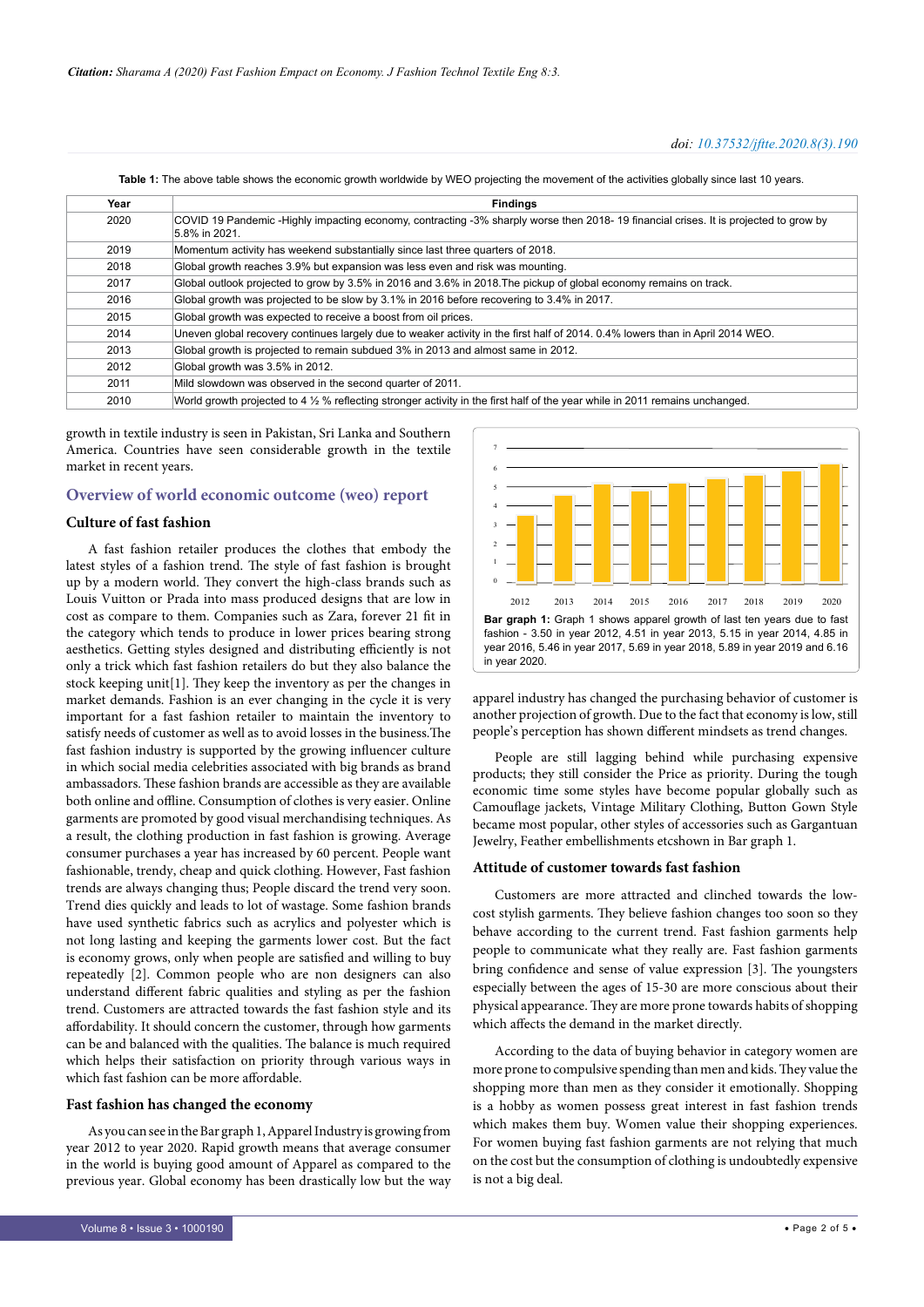**Table 1:** The above table shows the economic growth worldwide by WEO projecting the movement of the activities globally since last 10 years.

| Year | Findings |
|---|---|
| 2020 | COVID 19 Pandemic -Highly impacting economy, contracting -3% sharply worse then 2018- 19 financial crises. It is projected to grow by 5.8% in 2021. |
| 2019 | Momentum activity has weekend substantially since last three quarters of 2018. |
| 2018 | Global growth reaches 3.9% but expansion was less even and risk was mounting. |
| 2017 | Global outlook projected to grow by 3.5% in 2016 and 3.6% in 2018.The pickup of global economy remains on track. |
| 2016 | Global growth was projected to be slow by 3.1% in 2016 before recovering to 3.4% in 2017. |
| 2015 | Global growth was expected to receive a boost from oil prices. |
| 2014 | Uneven global recovery continues largely due to weaker activity in the first half of 2014. 0.4% lowers than in April 2014 WEO. |
| 2013 | Global growth is projected to remain subdued 3% in 2013 and almost same in 2012. |
| 2012 | Global growth was 3.5% in 2012. |
| 2011 | Mild slowdown was observed in the second quarter of 2011. |
| 2010 | World growth projected to 4 ½ % reflecting stronger activity in the first half of the year while in 2011 remains unchanged. |

growth in textile industry is seen in Pakistan, Sri Lanka and Southern America. Countries have seen considerable growth in the textile market in recent years.

## Overview of world economic outcome (weo) report

### Culture of fast fashion

A fast fashion retailer produces the clothes that embody the latest styles of a fashion trend. The style of fast fashion is brought up by a modern world. They convert the high-class brands such as Louis Vuitton or Prada into mass produced designs that are low in cost as compare to them. Companies such as Zara, forever 21 fit in the category which tends to produce in lower prices bearing strong aesthetics. Getting styles designed and distributing efficiently is not only a trick which fast fashion retailers do but they also balance the stock keeping unit[1]. They keep the inventory as per the changes in market demands. Fashion is an ever changing in the cycle it is very important for a fast fashion retailer to maintain the inventory to satisfy needs of customer as well as to avoid losses in the business.The fast fashion industry is supported by the growing influencer culture in which social media celebrities associated with big brands as brand ambassadors. These fashion brands are accessible as they are available both online and offline. Consumption of clothes is very easier. Online garments are promoted by good visual merchandising techniques. As a result, the clothing production in fast fashion is growing. Average consumer purchases a year has increased by 60 percent. People want fashionable, trendy, cheap and quick clothing. However, Fast fashion trends are always changing thus; People discard the trend very soon. Trend dies quickly and leads to lot of wastage. Some fashion brands have used synthetic fabrics such as acrylics and polyester which is not long lasting and keeping the garments lower cost. But the fact is economy grows, only when people are satisfied and willing to buy repeatedly [2]. Common people who are non designers can also understand different fabric qualities and styling as per the fashion trend. Customers are attracted towards the fast fashion style and its affordability. It should concern the customer, through how garments can be and balanced with the qualities. The balance is much required which helps their satisfaction on priority through various ways in which fast fashion can be more affordable.

### Fast fashion has changed the economy

As you can see in the Bar graph 1, Apparel Industry is growing from year 2012 to year 2020. Rapid growth means that average consumer in the world is buying good amount of Apparel as compared to the previous year. Global economy has been drastically low but the way apparel industry has changed the purchasing behavior of customer is another projection of growth. Due to the fact that economy is low, still people's perception has shown different mindsets as trend changes.

**Bar graph 1:** Graph 1 shows apparel growth of last ten years due to fast fashion - 3.50 in year 2012, 4.51 in year 2013, 5.15 in year 2014, 4.85 in year 2016, 5.46 in year 2017, 5.69 in year 2018, 5.89 in year 2019 and 6.16 in year 2020.

People are still lagging behind while purchasing expensive products; they still consider the Price as priority. During the tough economic time some styles have become popular globally such as Camouflage jackets, Vintage Military Clothing, Button Gown Style became most popular, other styles of accessories such as Gargantuan Jewelry, Feather embellishments etcshown in Bar graph 1.

### Attitude of customer towards fast fashion

Customers are more attracted and clinched towards the low-cost stylish garments. They believe fashion changes too soon so they behave according to the current trend. Fast fashion garments help people to communicate what they really are. Fast fashion garments bring confidence and sense of value expression [3]. The youngsters especially between the ages of 15-30 are more conscious about their physical appearance. They are more prone towards habits of shopping which affects the demand in the market directly.

According to the data of buying behavior in category women are more prone to compulsive spending than men and kids. They value the shopping more than men as they consider it emotionally. Shopping is a hobby as women possess great interest in fast fashion trends which makes them buy. Women value their shopping experiences. For women buying fast fashion garments are not relying that much on the cost but the consumption of clothing is undoubtedly expensive is not a big deal.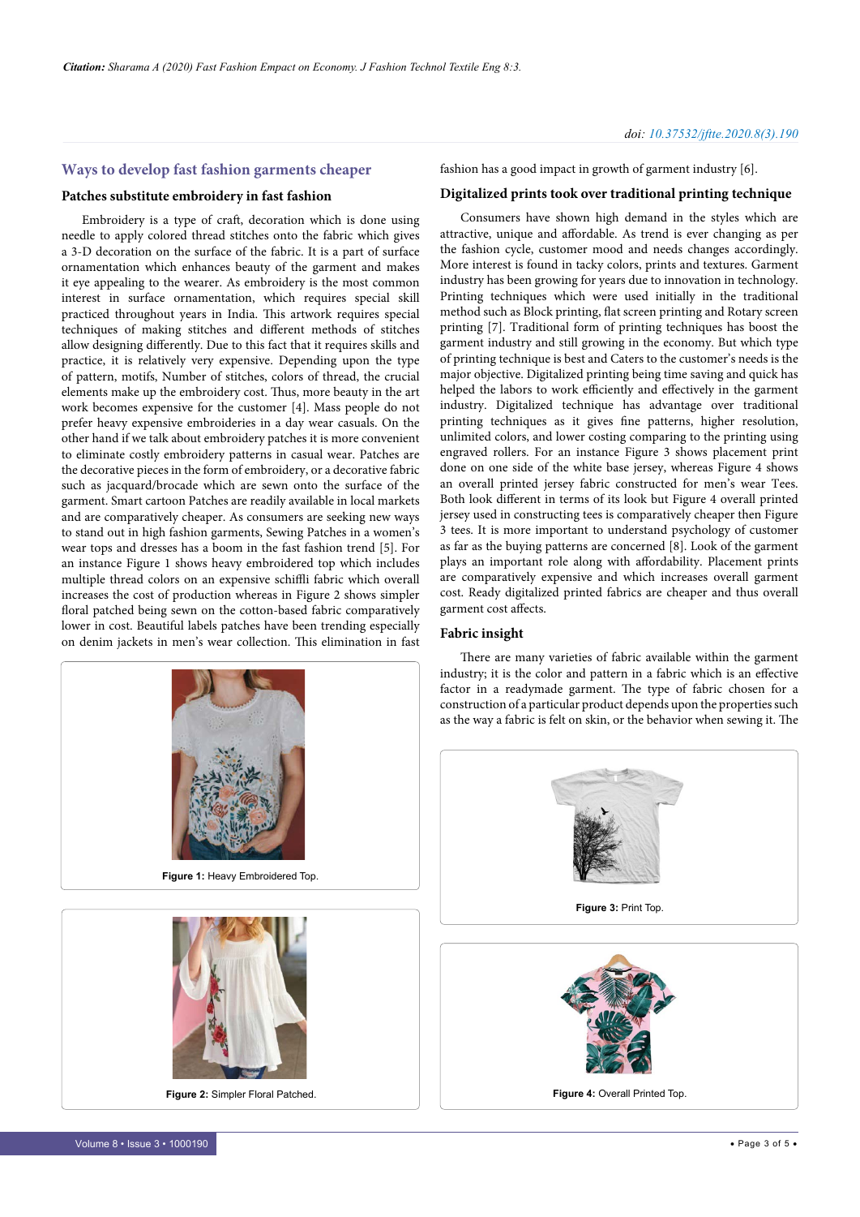## Ways to develop fast fashion garments cheaper

### Patches substitute embroidery in fast fashion

Embroidery is a type of craft, decoration which is done using needle to apply colored thread stitches onto the fabric which gives a 3-D decoration on the surface of the fabric. It is a part of surface ornamentation which enhances beauty of the garment and makes it eye appealing to the wearer. As embroidery is the most common interest in surface ornamentation, which requires special skill practiced throughout years in India. This artwork requires special techniques of making stitches and different methods of stitches allow designing differently. Due to this fact that it requires skills and practice, it is relatively very expensive. Depending upon the type of pattern, motifs, Number of stitches, colors of thread, the crucial elements make up the embroidery cost. Thus, more beauty in the art work becomes expensive for the customer [4]. Mass people do not prefer heavy expensive embroideries in a day wear casuals. On the other hand if we talk about embroidery patches it is more convenient to eliminate costly embroidery patterns in casual wear. Patches are the decorative pieces in the form of embroidery, or a decorative fabric such as jacquard/brocade which are sewn onto the surface of the garment. Smart cartoon Patches are readily available in local markets and are comparatively cheaper. As consumers are seeking new ways to stand out in high fashion garments, Sewing Patches in a women's wear tops and dresses has a boom in the fast fashion trend [5]. For an instance Figure 1 shows heavy embroidered top which includes multiple thread colors on an expensive schiffli fabric which overall increases the cost of production whereas in Figure 2 shows simpler floral patched being sewn on the cotton-based fabric comparatively lower in cost. Beautiful labels patches have been trending especially on denim jackets in men's wear collection. This elimination in fast fashion has a good impact in growth of garment industry [6].

**Figure 1:** Heavy Embroidered Top.

**Figure 2:** Simpler Floral Patched.

### Digitalized prints took over traditional printing technique

Consumers have shown high demand in the styles which are attractive, unique and affordable. As trend is ever changing as per the fashion cycle, customer mood and needs changes accordingly. More interest is found in tacky colors, prints and textures. Garment industry has been growing for years due to innovation in technology. Printing techniques which were used initially in the traditional method such as Block printing, flat screen printing and Rotary screen printing [7]. Traditional form of printing techniques has boost the garment industry and still growing in the world economy. But which type of printing technique is best and Caters to the customer's needs is the major objective. Digitalized printing being time saving and quick has helped the labors to work efficiently and effectively in the garment industry. Digitalized technique has advantage over traditional printing techniques as it gives fine patterns, higher resolution, unlimited colors, and lower costing comparing to the printing using engraved rollers. For an instance Figure 3 shows placement print done on one side of the white base jersey, whereas Figure 4 shows an overall printed jersey fabric constructed for men's wear Tees. Both look different in terms of its look but Figure 4 overall printed jersey used in constructing tees is comparatively cheaper then Figure 3 tees. It is more important to understand psychology of customer as far as the buying patterns are concerned [8]. Look of the garment plays an important role along with affordability. Placement prints are comparatively expensive and which increases overall garment cost. Ready digitalized printed fabrics are cheaper and thus overall garment cost affects.

**Figure 3:** Print Top.

**Figure 4:** Overall Printed Top.

### Fabric insight

There are many varieties of fabric available within the garment industry; it is the color and pattern in a fabric which is an effective factor in a readymade garment. The type of fabric chosen for a construction of a particular product depends upon the properties such as the way a fabric is felt on skin, or the behavior when sewing it. The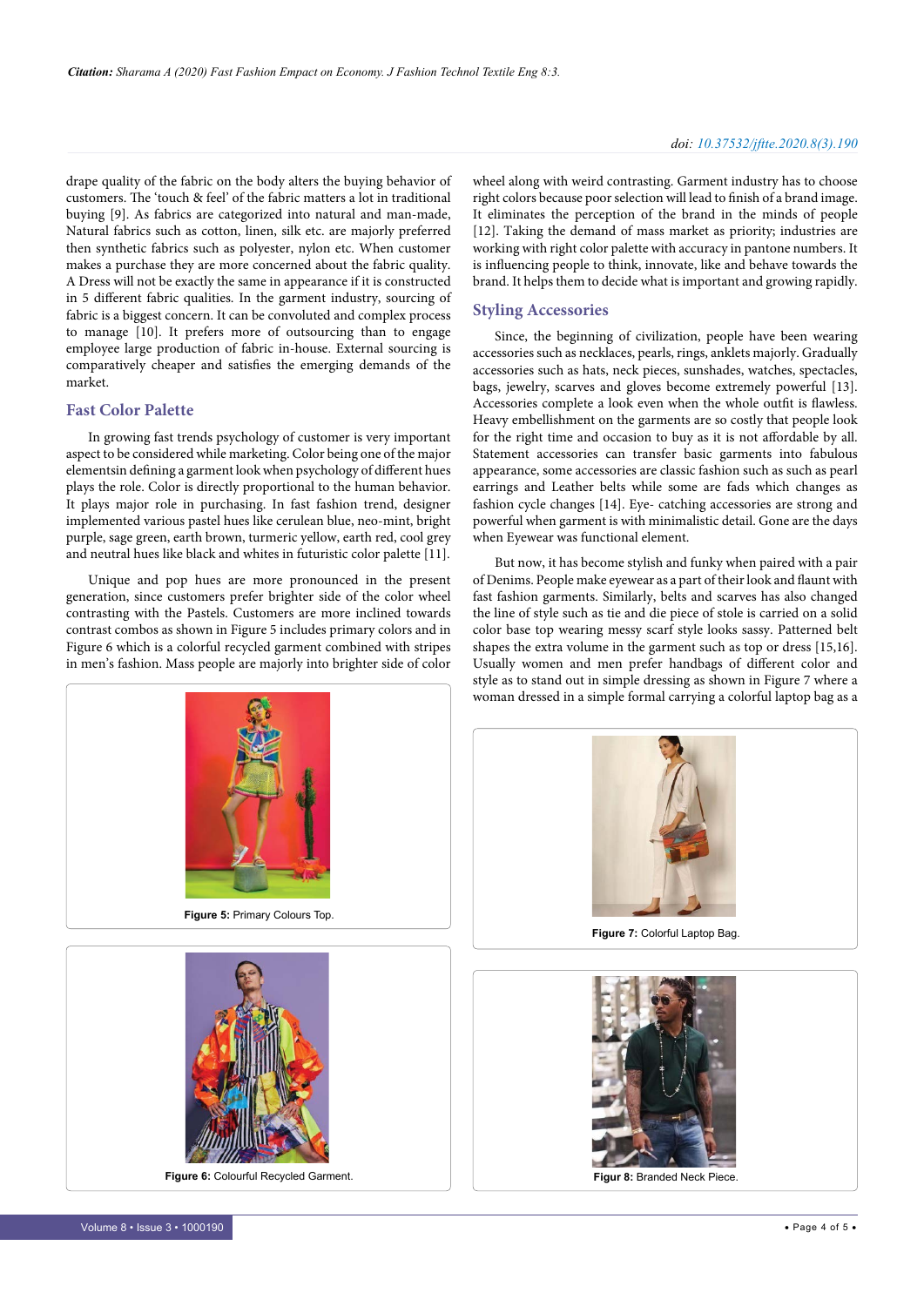drape quality of the fabric on the body alters the buying behavior of customers. The 'touch & feel' of the fabric matters a lot in traditional buying [9]. As fabrics are categorized into natural and man-made, Natural fabrics such as cotton, linen, silk etc. are majorly preferred then synthetic fabrics such as polyester, nylon etc. When customer makes a purchase they are more concerned about the fabric quality. A Dress will not be exactly the same in appearance if it is constructed in 5 different fabric qualities. In the garment industry, sourcing of fabric is a biggest concern. It can be convoluted and complex process to manage [10]. It prefers more of outsourcing than to engage employee large production of fabric in-house. External sourcing is comparatively cheaper and satisfies the emerging demands of the market.

## Fast Color Palette

In growing fast trends psychology of customer is very important aspect to be considered while marketing. Color being one of the major elementsin defining a garment look when psychology of different hues plays the role. Color is directly proportional to the human behavior. It plays major role in purchasing. In fast fashion trend, designer implemented various pastel hues like cerulean blue, neo-mint, bright purple, sage green, earth brown, turmeric yellow, earth red, cool grey and neutral hues like black and whites in futuristic color palette [11].

Unique and pop hues are more pronounced in the present generation, since customers prefer brighter side of the color wheel contrasting with the Pastels. Customers are more inclined towards contrast combos as shown in Figure 5 includes primary colors and in Figure 6 which is a colorful recycled garment combined with stripes in men's fashion. Mass people are majorly into brighter side of color wheel along with weird contrasting. Garment industry has to choose right colors because poor selection will lead to finish of a brand image. It eliminates the perception of the brand in the minds of people [12]. Taking the demand of mass market as priority; industries are working with right color palette with accuracy in pantone numbers. It is influencing people to think, innovate, like and behave towards the brand. It helps them to decide what is important and growing rapidly.

**Figure 5:** Primary Colours Top.

**Figure 6:** Colourful Recycled Garment.

## Styling Accessories

Since, the beginning of civilization, people have been wearing accessories such as necklaces, pearls, rings, anklets majorly. Gradually accessories such as hats, neck pieces, sunshades, watches, spectacles, bags, jewelry, scarves and gloves become extremely powerful [13]. Accessories complete a look even when the whole outfit is flawless. Heavy embellishment on the garments are so costly that people look for the right time and occasion to buy as it is not affordable by all. Statement accessories can transfer basic garments into fabulous appearance, some accessories are classic fashion such as such as pearl earrings and Leather belts while some are fads which changes as fashion cycle changes [14]. Eye- catching accessories are strong and powerful when garment is with minimalistic detail. Gone are the days when Eyewear was functional element.

But now, it has become stylish and funky when paired with a pair of Denims. People make eyewear as a part of their look and flaunt with fast fashion garments. Similarly, belts and scarves has also changed the line of style such as tie and die piece of stole is carried on a solid color base top wearing messy scarf style looks sassy. Patterned belt shapes the extra volume in the garment such as top or dress [15,16]. Usually women and men prefer handbags of different color and style as to stand out in simple dressing as shown in Figure 7 where a woman dressed in a simple formal carrying a colorful laptop bag as a

**Figure 7:** Colorful Laptop Bag.

**Figur 8:** Branded Neck Piece.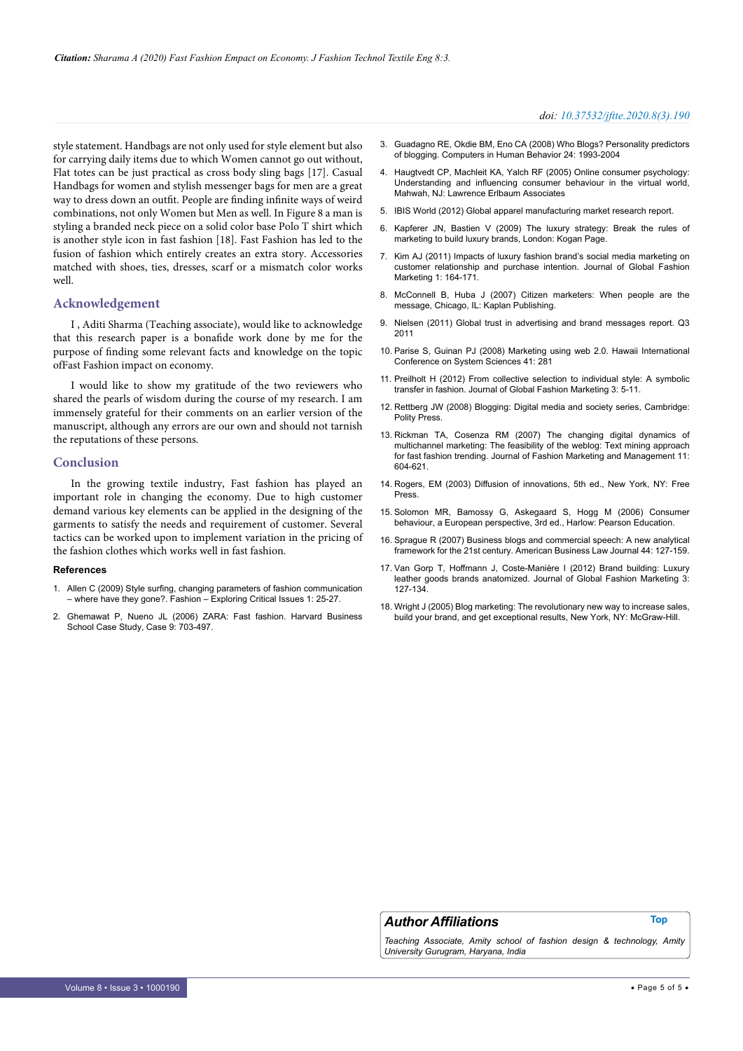style statement. Handbags are not only used for style element but also for carrying daily items due to which Women cannot go out without, Flat totes can be just practical as cross body sling bags [17]. Casual Handbags for women and stylish messenger bags for men are a great way to dress down an outfit. People are finding infinite ways of weird combinations, not only Women but Men as well. In Figure 8 a man is styling a branded neck piece on a solid color base Polo T shirt which is another style icon in fast fashion [18]. Fast Fashion has led to the fusion of fashion which entirely creates an extra story. Accessories matched with shoes, ties, dresses, scarf or a mismatch color works well.

## Acknowledgement

I , Aditi Sharma (Teaching associate), would like to acknowledge that this research paper is a bonafide work done by me for the purpose of finding some relevant facts and knowledge on the topic ofFast Fashion impact on economy.

I would like to show my gratitude of the two reviewers who shared the pearls of wisdom during the course of my research. I am immensely grateful for their comments on an earlier version of the manuscript, although any errors are our own and should not tarnish the reputations of these persons.

## Conclusion

In the growing textile industry, Fast fashion has played an important role in changing the economy. Due to high customer demand various key elements can be applied in the designing of the garments to satisfy the needs and requirement of customer. Several tactics can be worked upon to implement variation in the pricing of the fashion clothes which works well in fast fashion.

## References

1. Allen C (2009) Style surfing, changing parameters of fashion communication – where have they gone?. Fashion – Exploring Critical Issues 1: 25-27.
2. Ghemawat P, Nueno JL (2006) ZARA: Fast fashion. Harvard Business School Case Study, Case 9: 703-497.
3. Guadagno RE, Okdie BM, Eno CA (2008) Who Blogs? Personality predictors of blogging. Computers in Human Behavior 24: 1993-2004
4. Haugtvedt CP, Machleit KA, Yalch RF (2005) Online consumer psychology: Understanding and influencing consumer behaviour in the virtual world, Mahwah, NJ: Lawrence Erlbaum Associates
5. IBIS World (2012) Global apparel manufacturing market research report.
6. Kapferer JN, Bastien V (2009) The luxury strategy: Break the rules of marketing to build luxury brands, London: Kogan Page.
7. Kim AJ (2011) Impacts of luxury fashion brand's social media marketing on customer relationship and purchase intention. Journal of Global Fashion Marketing 1: 164-171.
8. McConnell B, Huba J (2007) Citizen marketers: When people are the message, Chicago, IL: Kaplan Publishing.
9. Nielsen (2011) Global trust in advertising and brand messages report. Q3 2011
10. Parise S, Guinan PJ (2008) Marketing using web 2.0. Hawaii International Conference on System Sciences 41: 281
11. Preilholt H (2012) From collective selection to individual style: A symbolic transfer in fashion. Journal of Global Fashion Marketing 3: 5-11.
12. Rettberg JW (2008) Blogging: Digital media and society series, Cambridge: Polity Press.
13. Rickman TA, Cosenza RM (2007) The changing digital dynamics of multichannel marketing: The feasibility of the weblog: Text mining approach for fast fashion trending. Journal of Fashion Marketing and Management 11: 604-621.
14. Rogers, EM (2003) Diffusion of innovations, 5th ed., New York, NY: Free Press.
15. Solomon MR, Bamossy G, Askegaard S, Hogg M (2006) Consumer behaviour, a European perspective, 3rd ed., Harlow: Pearson Education.
16. Sprague R (2007) Business blogs and commercial speech: A new analytical framework for the 21st century. American Business Law Journal 44: 127-159.
17. Van Gorp T, Hoffmann J, Coste-Manière I (2012) Brand building: Luxury leather goods brands anatomized. Journal of Global Fashion Marketing 3: 127-134.
18. Wright J (2005) Blog marketing: The revolutionary new way to increase sales, build your brand, and get exceptional results, New York, NY: McGraw-Hill.

### Author Affiliations

*Teaching Associate, Amity school of fashion design & technology, Amity University Gurugram, Haryana, India*